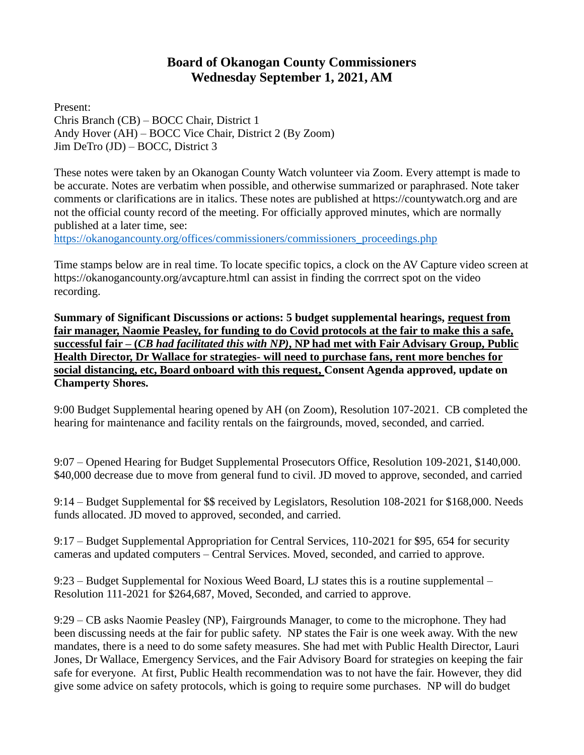# Board of Okanogan County Commissioners
## Wednesday September 1, 2021, AM

Present:
Chris Branch (CB) – BOCC Chair, District 1
Andy Hover (AH) – BOCC Vice Chair, District 2 (By Zoom)
Jim DeTro (JD) – BOCC, District 3

These notes were taken by an Okanogan County Watch volunteer via Zoom. Every attempt is made to be accurate. Notes are verbatim when possible, and otherwise summarized or paraphrased. Note taker comments or clarifications are in italics. These notes are published at https://countywatch.org and are not the official county record of the meeting. For officially approved minutes, which are normally published at a later time, see:
https://okanogancounty.org/offices/commissioners/commissioners_proceedings.php

Time stamps below are in real time. To locate specific topics, a clock on the AV Capture video screen at https://okanogancounty.org/avcapture.html can assist in finding the corrrect spot on the video recording.

**Summary of Significant Discussions or actions: 5 budget supplemental hearings, request from fair manager, Naomie Peasley, for funding to do Covid protocols at the fair to make this a safe, successful fair – (*CB had facilitated this with NP*), NP had met with Fair Advisary Group, Public Health Director, Dr Wallace for strategies- will need to purchase fans, rent more benches for social distancing, etc, Board onboard with this request, Consent Agenda approved, update on Champerty Shores.**

9:00 Budget Supplemental hearing opened by AH (on Zoom), Resolution 107-2021. CB completed the hearing for maintenance and facility rentals on the fairgrounds, moved, seconded, and carried.

9:07 – Opened Hearing for Budget Supplemental Prosecutors Office, Resolution 109-2021, $140,000. $40,000 decrease due to move from general fund to civil. JD moved to approve, seconded, and carried

9:14 – Budget Supplemental for $$ received by Legislators, Resolution 108-2021 for $168,000. Needs funds allocated. JD moved to approved, seconded, and carried.

9:17 – Budget Supplemental Appropriation for Central Services, 110-2021 for $95, 654 for security cameras and updated computers – Central Services. Moved, seconded, and carried to approve.

9:23 – Budget Supplemental for Noxious Weed Board, LJ states this is a routine supplemental – Resolution 111-2021 for $264,687, Moved, Seconded, and carried to approve.

9:29 – CB asks Naomie Peasley (NP), Fairgrounds Manager, to come to the microphone. They had been discussing needs at the fair for public safety. NP states the Fair is one week away. With the new mandates, there is a need to do some safety measures. She had met with Public Health Director, Lauri Jones, Dr Wallace, Emergency Services, and the Fair Advisory Board for strategies on keeping the fair safe for everyone. At first, Public Health recommendation was to not have the fair. However, they did give some advice on safety protocols, which is going to require some purchases. NP will do budget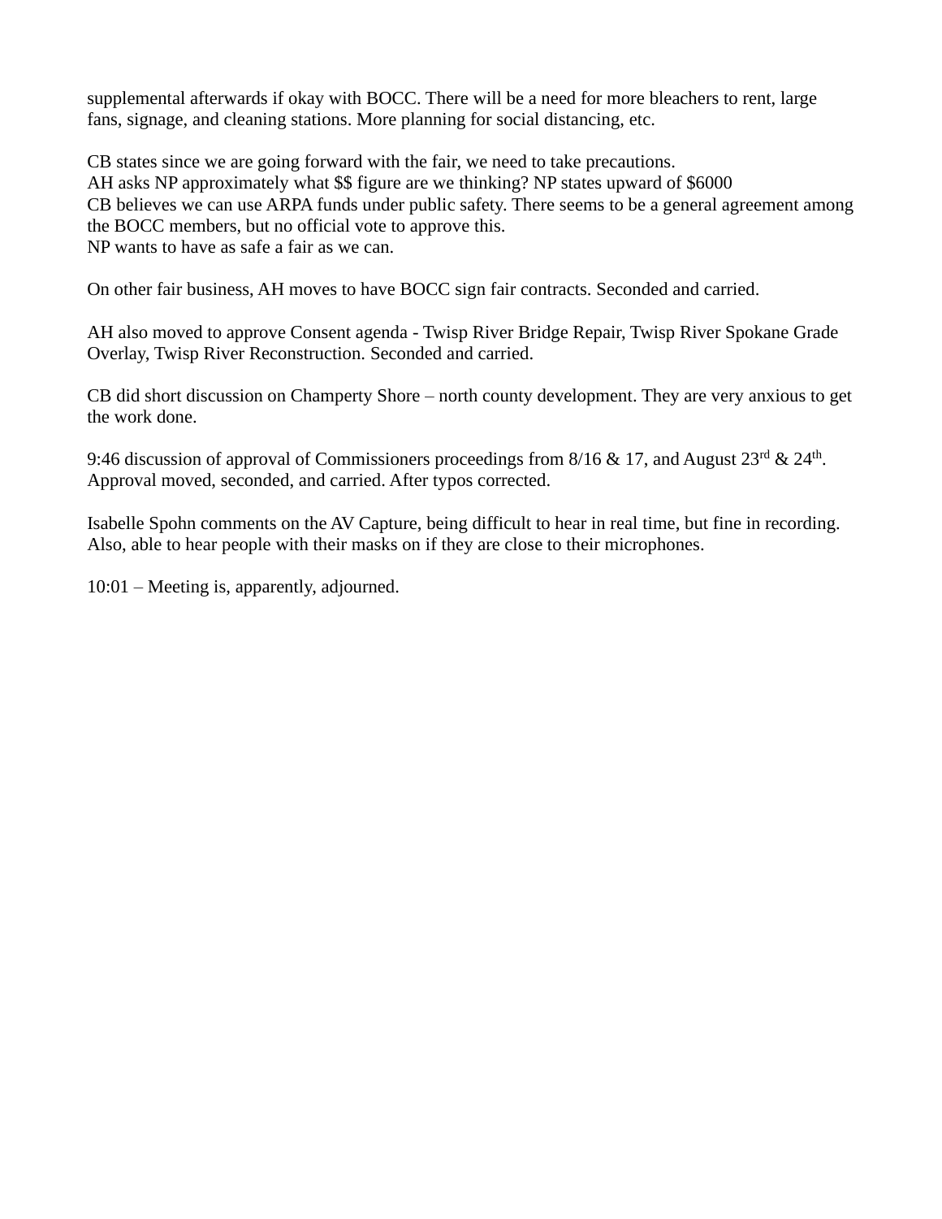supplemental afterwards if okay with BOCC. There will be a need for more bleachers to rent, large fans, signage, and cleaning stations. More planning for social distancing, etc.

CB states since we are going forward with the fair, we need to take precautions.
AH asks NP approximately what $$ figure are we thinking? NP states upward of $6000
CB believes we can use ARPA funds under public safety. There seems to be a general agreement among the BOCC members, but no official vote to approve this.
NP wants to have as safe a fair as we can.

On other fair business, AH moves to have BOCC sign fair contracts. Seconded and carried.

AH also moved to approve Consent agenda - Twisp River Bridge Repair, Twisp River Spokane Grade Overlay, Twisp River Reconstruction. Seconded and carried.

CB did short discussion on Champerty Shore – north county development. They are very anxious to get the work done.

9:46 discussion of approval of Commissioners proceedings from 8/16 & 17, and August 23rd & 24th. Approval moved, seconded, and carried. After typos corrected.

Isabelle Spohn comments on the AV Capture, being difficult to hear in real time, but fine in recording. Also, able to hear people with their masks on if they are close to their microphones.

10:01 – Meeting is, apparently, adjourned.